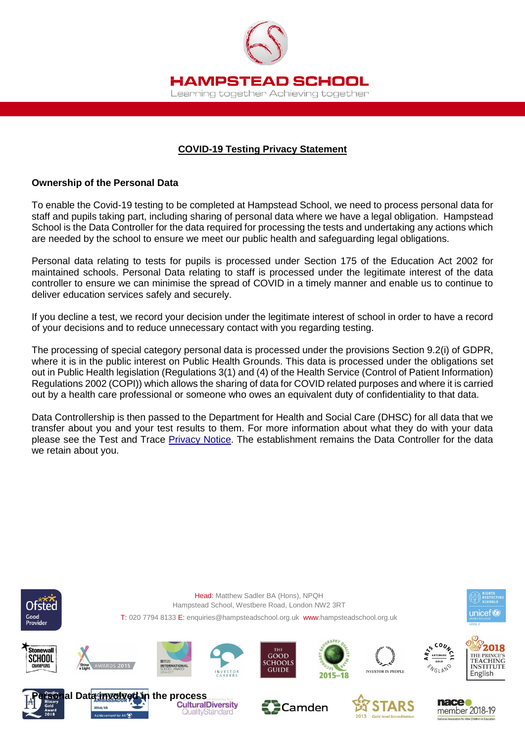## COVID-19 Testing Privacy Statement

**Ownership of the Personal Data**

To enable the Covid-19 testing to be completed at Hampstead School, we need to process personal data for staff and pupils taking part, including sharing of personal data where we have a legal obligation. Hampstead School is the Data Controller for the data required for processing the tests and undertaking any actions which are needed by the school to ensure we meet our public health and safeguarding legal obligations.

Personal data relating to tests for pupils is processed under Section 175 of the Education Act 2002 for maintained schools. Personal Data relating to staff is processed under the legitimate interest of the data controller to ensure we can minimise the spread of COVID in a timely manner and enable us to continue to deliver education services safely and securely.

If you decline a test, we record your decision under the legitimate interest of school in order to have a record of your decisions and to reduce unnecessary contact with you regarding testing.

The processing of special category personal data is processed under the provisions Section 9.2(i) of GDPR, where it is in the public interest on Public Health Grounds. This data is processed under the obligations set out in Public Health legislation (Regulations 3(1) and (4) of the Health Service (Control of Patient Information) Regulations 2002 (COPI)) which allows the sharing of data for COVID related purposes and where it is carried out by a health care professional or someone who owes an equivalent duty of confidentiality to that data.

Data Controllership is then passed to the Department for Health and Social Care (DHSC) for all data that we transfer about you and your test results to them. For more information about what they do with your data please see the Test and Trace Privacy Notice. The establishment remains the Data Controller for the data we retain about you.

**Personal Data involved in the process**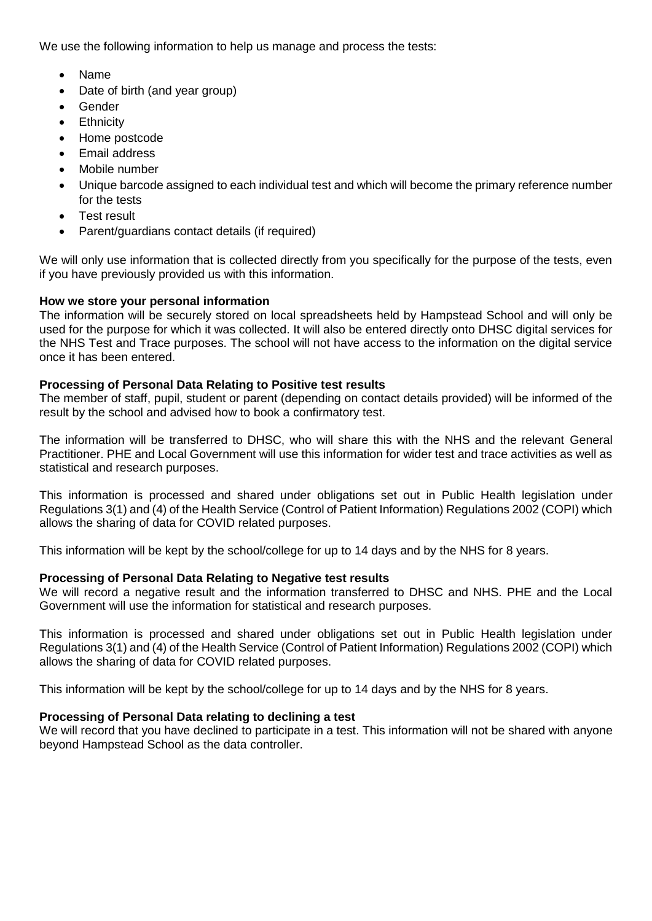We use the following information to help us manage and process the tests:

- Name
- Date of birth (and year group)
- Gender
- Ethnicity
- Home postcode
- Email address
- Mobile number
- Unique barcode assigned to each individual test and which will become the primary reference number for the tests
- Test result
- Parent/guardians contact details (if required)

We will only use information that is collected directly from you specifically for the purpose of the tests, even if you have previously provided us with this information.

**How we store your personal information**

The information will be securely stored on local spreadsheets held by Hampstead School and will only be used for the purpose for which it was collected. It will also be entered directly onto DHSC digital services for the NHS Test and Trace purposes. The school will not have access to the information on the digital service once it has been entered.

**Processing of Personal Data Relating to Positive test results**

The member of staff, pupil, student or parent (depending on contact details provided) will be informed of the result by the school and advised how to book a confirmatory test.

The information will be transferred to DHSC, who will share this with the NHS and the relevant General Practitioner. PHE and Local Government will use this information for wider test and trace activities as well as statistical and research purposes.

This information is processed and shared under obligations set out in Public Health legislation under Regulations 3(1) and (4) of the Health Service (Control of Patient Information) Regulations 2002 (COPI) which allows the sharing of data for COVID related purposes.

This information will be kept by the school/college for up to 14 days and by the NHS for 8 years.

**Processing of Personal Data Relating to Negative test results**

We will record a negative result and the information transferred to DHSC and NHS. PHE and the Local Government will use the information for statistical and research purposes.

This information is processed and shared under obligations set out in Public Health legislation under Regulations 3(1) and (4) of the Health Service (Control of Patient Information) Regulations 2002 (COPI) which allows the sharing of data for COVID related purposes.

This information will be kept by the school/college for up to 14 days and by the NHS for 8 years.

**Processing of Personal Data relating to declining a test**

We will record that you have declined to participate in a test. This information will not be shared with anyone beyond Hampstead School as the data controller.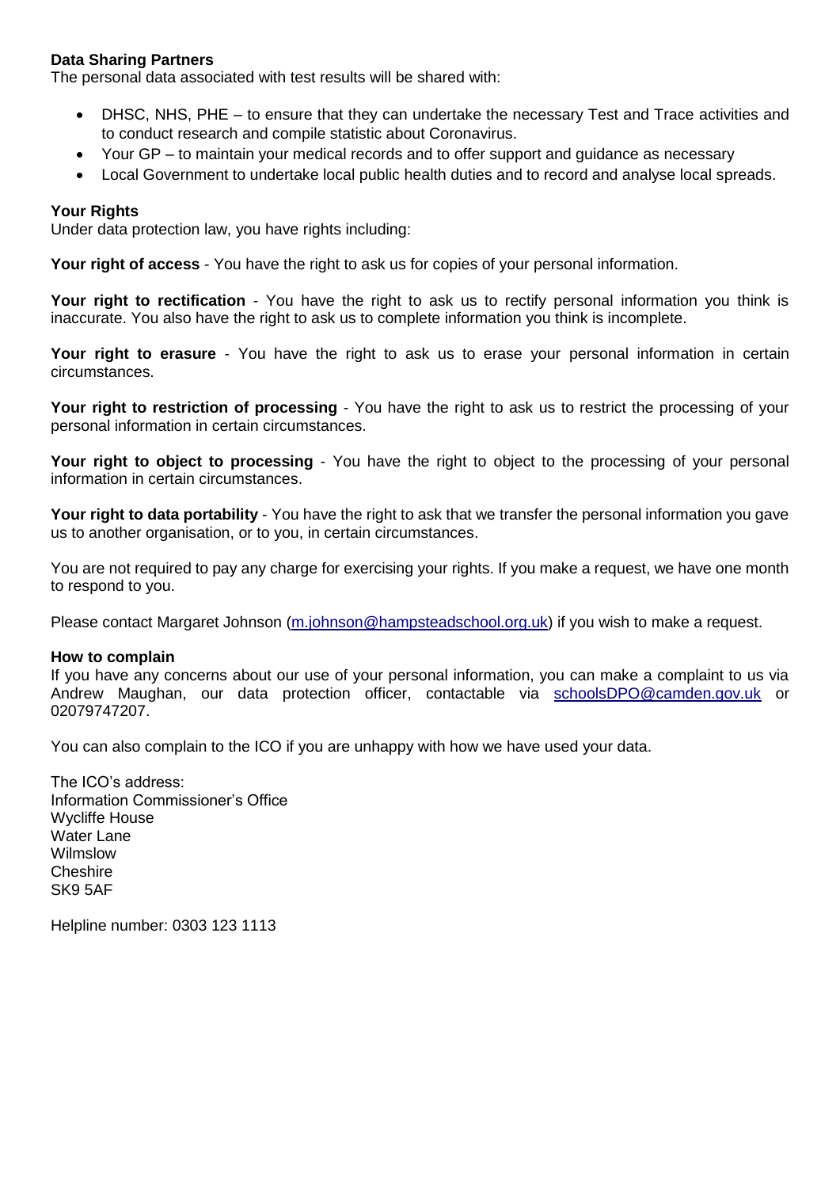**Data Sharing Partners**

The personal data associated with test results will be shared with:

- DHSC, NHS, PHE – to ensure that they can undertake the necessary Test and Trace activities and to conduct research and compile statistic about Coronavirus.
- Your GP – to maintain your medical records and to offer support and guidance as necessary
- Local Government to undertake local public health duties and to record and analyse local spreads.

**Your Rights**

Under data protection law, you have rights including:

**Your right of access** - You have the right to ask us for copies of your personal information.

**Your right to rectification** - You have the right to ask us to rectify personal information you think is inaccurate. You also have the right to ask us to complete information you think is incomplete.

**Your right to erasure** - You have the right to ask us to erase your personal information in certain circumstances.

**Your right to restriction of processing** - You have the right to ask us to restrict the processing of your personal information in certain circumstances.

**Your right to object to processing** - You have the right to object to the processing of your personal information in certain circumstances.

**Your right to data portability** - You have the right to ask that we transfer the personal information you gave us to another organisation, or to you, in certain circumstances.

You are not required to pay any charge for exercising your rights. If you make a request, we have one month to respond to you.

Please contact Margaret Johnson (m.johnson@hampsteadschool.org.uk) if you wish to make a request.

**How to complain**

If you have any concerns about our use of your personal information, you can make a complaint to us via Andrew Maughan, our data protection officer, contactable via schoolsDPO@camden.gov.uk or 02079747207.

You can also complain to the ICO if you are unhappy with how we have used your data.

The ICO's address:
Information Commissioner's Office
Wycliffe House
Water Lane
Wilmslow
Cheshire
SK9 5AF

Helpline number: 0303 123 1113